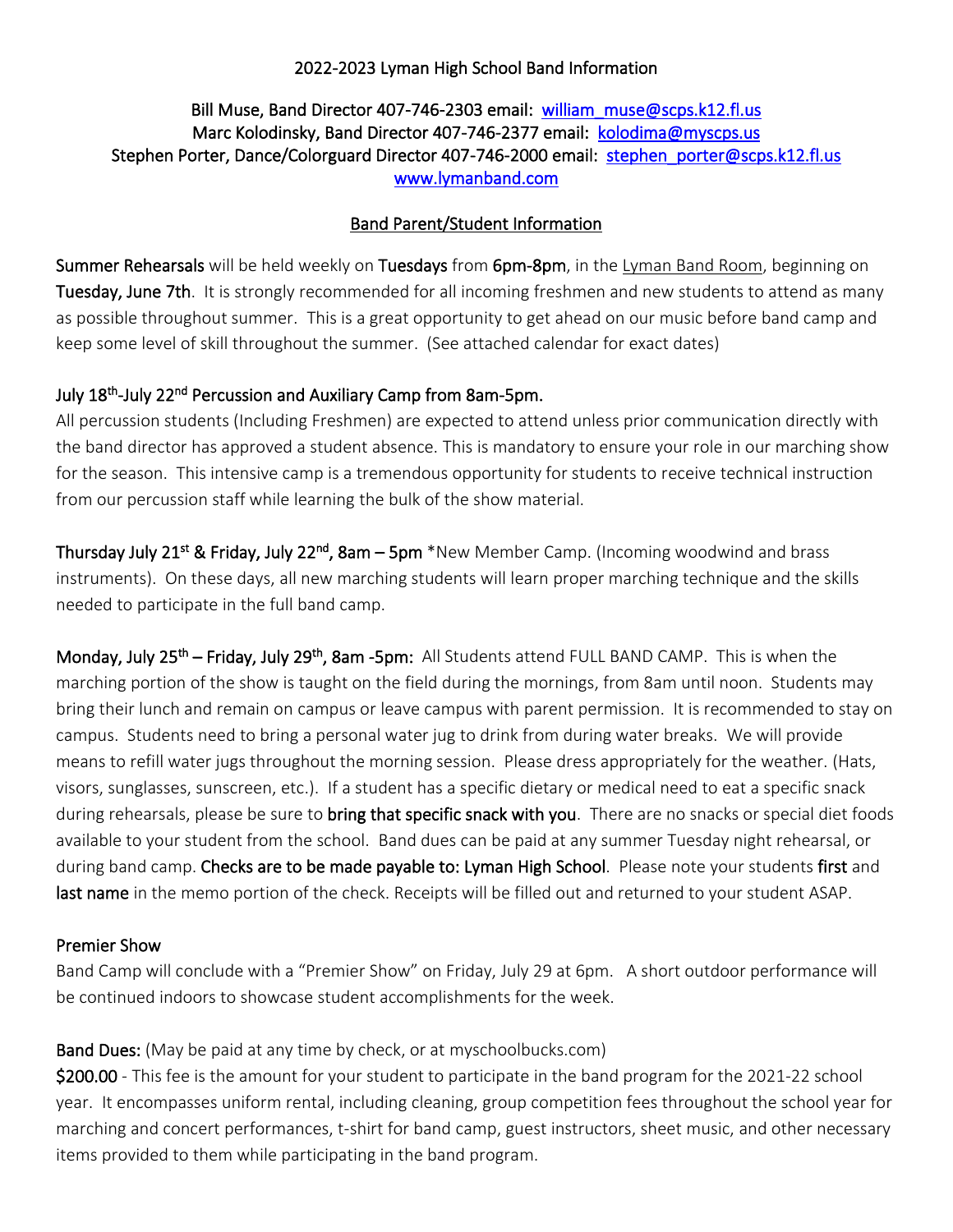# 2022-2023 Lyman High School Band Information

Bill Muse, Band Director 407-746-2303 email: [william_muse@scps.k12.fl.us](mailto:william_muse@scps.k12.fl.us)
Marc Kolodinsky, Band Director 407-746-2377 email: [kolodima@myscps.us](mailto:kolodima@myscps.us)
Stephen Porter, Dance/Colorguard Director 407-746-2000 email: [stephen_porter@scps.k12.fl.us](mailto:stephen_porter@scps.k12.fl.us)
[www.lymanband.com](http://www.lymanband.com)

## Band Parent/Student Information

**Summer Rehearsals** will be held weekly on **Tuesdays** from **6pm-8pm**, in the Lyman Band Room, beginning on **Tuesday, June 7th**. It is strongly recommended for all incoming freshmen and new students to attend as many as possible throughout summer. This is a great opportunity to get ahead on our music before band camp and keep some level of skill throughout the summer. (See attached calendar for exact dates)

**July 18th-July 22nd Percussion and Auxiliary Camp from 8am-5pm.**
All percussion students (Including Freshmen) are expected to attend unless prior communication directly with the band director has approved a student absence. This is mandatory to ensure your role in our marching show for the season. This intensive camp is a tremendous opportunity for students to receive technical instruction from our percussion staff while learning the bulk of the show material.

**Thursday July 21st & Friday, July 22nd, 8am – 5pm** *New Member Camp. (Incoming woodwind and brass instruments). On these days, all new marching students will learn proper marching technique and the skills needed to participate in the full band camp.

**Monday, July 25th – Friday, July 29th, 8am -5pm:** All Students attend FULL BAND CAMP. This is when the marching portion of the show is taught on the field during the mornings, from 8am until noon. Students may bring their lunch and remain on campus or leave campus with parent permission. It is recommended to stay on campus. Students need to bring a personal water jug to drink from during water breaks. We will provide means to refill water jugs throughout the morning session. Please dress appropriately for the weather. (Hats, visors, sunglasses, sunscreen, etc.). If a student has a specific dietary or medical need to eat a specific snack during rehearsals, please be sure to **bring that specific snack with you**. There are no snacks or special diet foods available to your student from the school. Band dues can be paid at any summer Tuesday night rehearsal, or during band camp. **Checks are to be made payable to: Lyman High School**. Please note your students **first** and **last name** in the memo portion of the check. Receipts will be filled out and returned to your student ASAP.

**Premier Show**
Band Camp will conclude with a "Premier Show" on Friday, July 29 at 6pm. A short outdoor performance will be continued indoors to showcase student accomplishments for the week.

**Band Dues:** (May be paid at any time by check, or at myschoolbucks.com)
**$200.00** - This fee is the amount for your student to participate in the band program for the 2021-22 school year. It encompasses uniform rental, including cleaning, group competition fees throughout the school year for marching and concert performances, t-shirt for band camp, guest instructors, sheet music, and other necessary items provided to them while participating in the band program.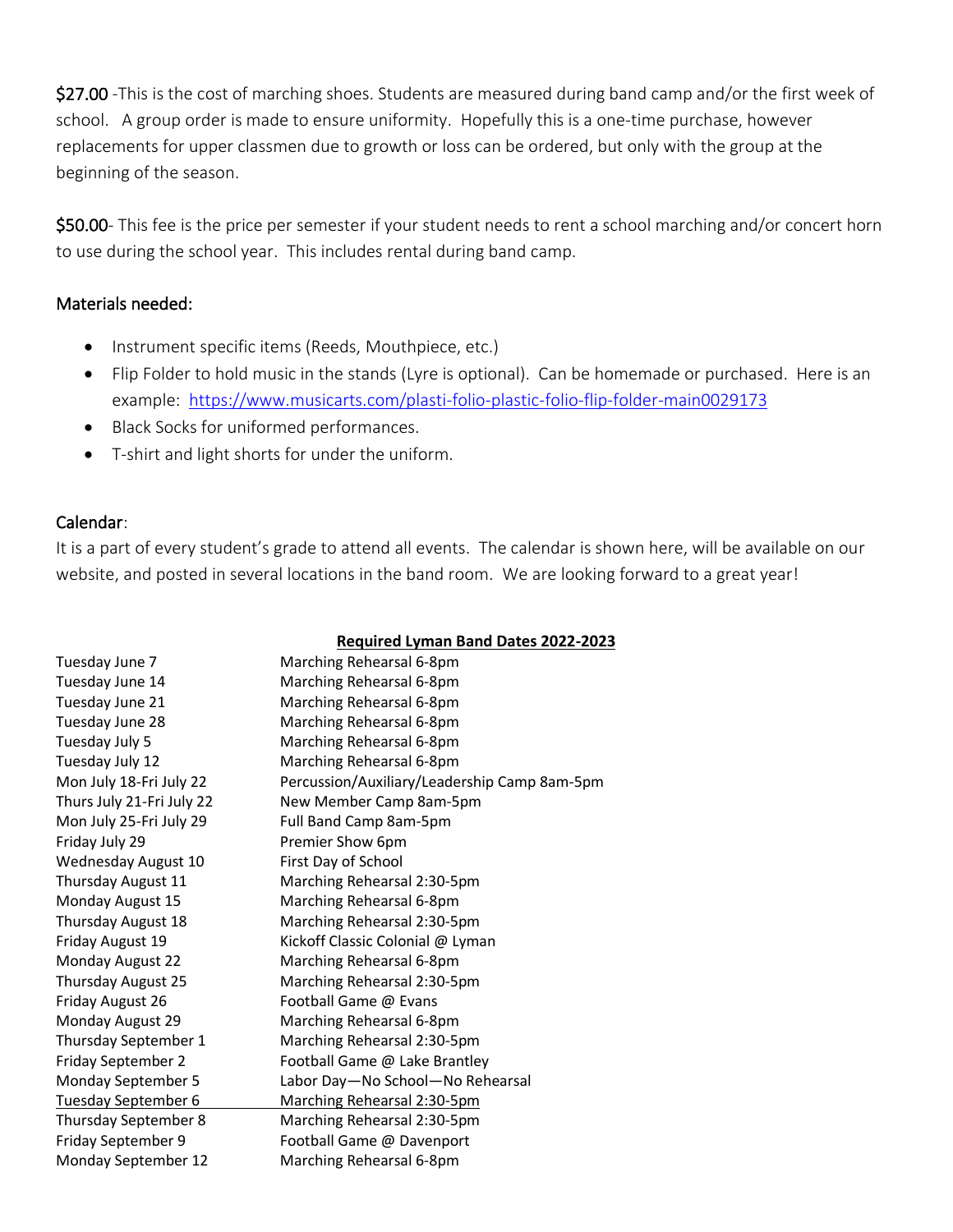**$27.00** -This is the cost of marching shoes. Students are measured during band camp and/or the first week of school. A group order is made to ensure uniformity. Hopefully this is a one-time purchase, however replacements for upper classmen due to growth or loss can be ordered, but only with the group at the beginning of the season.

**$50.00**- This fee is the price per semester if your student needs to rent a school marching and/or concert horn to use during the school year. This includes rental during band camp.

## Materials needed:

- Instrument specific items (Reeds, Mouthpiece, etc.)
- Flip Folder to hold music in the stands (Lyre is optional). Can be homemade or purchased. Here is an example: https://www.musicarts.com/plasti-folio-plastic-folio-flip-folder-main0029173
- Black Socks for uniformed performances.
- T-shirt and light shorts for under the uniform.

## Calendar:

It is a part of every student's grade to attend all events. The calendar is shown here, will be available on our website, and posted in several locations in the band room. We are looking forward to a great year!

**Required Lyman Band Dates 2022-2023**

| Date | Event |
|---|---|
| Tuesday June 7 | Marching Rehearsal 6-8pm |
| Tuesday June 14 | Marching Rehearsal 6-8pm |
| Tuesday June 21 | Marching Rehearsal 6-8pm |
| Tuesday June 28 | Marching Rehearsal 6-8pm |
| Tuesday July 5 | Marching Rehearsal 6-8pm |
| Tuesday July 12 | Marching Rehearsal 6-8pm |
| Mon July 18-Fri July 22 | Percussion/Auxiliary/Leadership Camp 8am-5pm |
| Thurs July 21-Fri July 22 | New Member Camp 8am-5pm |
| Mon July 25-Fri July 29 | Full Band Camp 8am-5pm |
| Friday July 29 | Premier Show 6pm |
| Wednesday August 10 | First Day of School |
| Thursday August 11 | Marching Rehearsal 2:30-5pm |
| Monday August 15 | Marching Rehearsal 6-8pm |
| Thursday August 18 | Marching Rehearsal 2:30-5pm |
| Friday August 19 | Kickoff Classic Colonial @ Lyman |
| Monday August 22 | Marching Rehearsal 6-8pm |
| Thursday August 25 | Marching Rehearsal 2:30-5pm |
| Friday August 26 | Football Game @ Evans |
| Monday August 29 | Marching Rehearsal 6-8pm |
| Thursday September 1 | Marching Rehearsal 2:30-5pm |
| Friday September 2 | Football Game @ Lake Brantley |
| Monday September 5 | Labor Day—No School—No Rehearsal |
| Tuesday September 6 | Marching Rehearsal 2:30-5pm |
| Thursday September 8 | Marching Rehearsal 2:30-5pm |
| Friday September 9 | Football Game @ Davenport |
| Monday September 12 | Marching Rehearsal 6-8pm |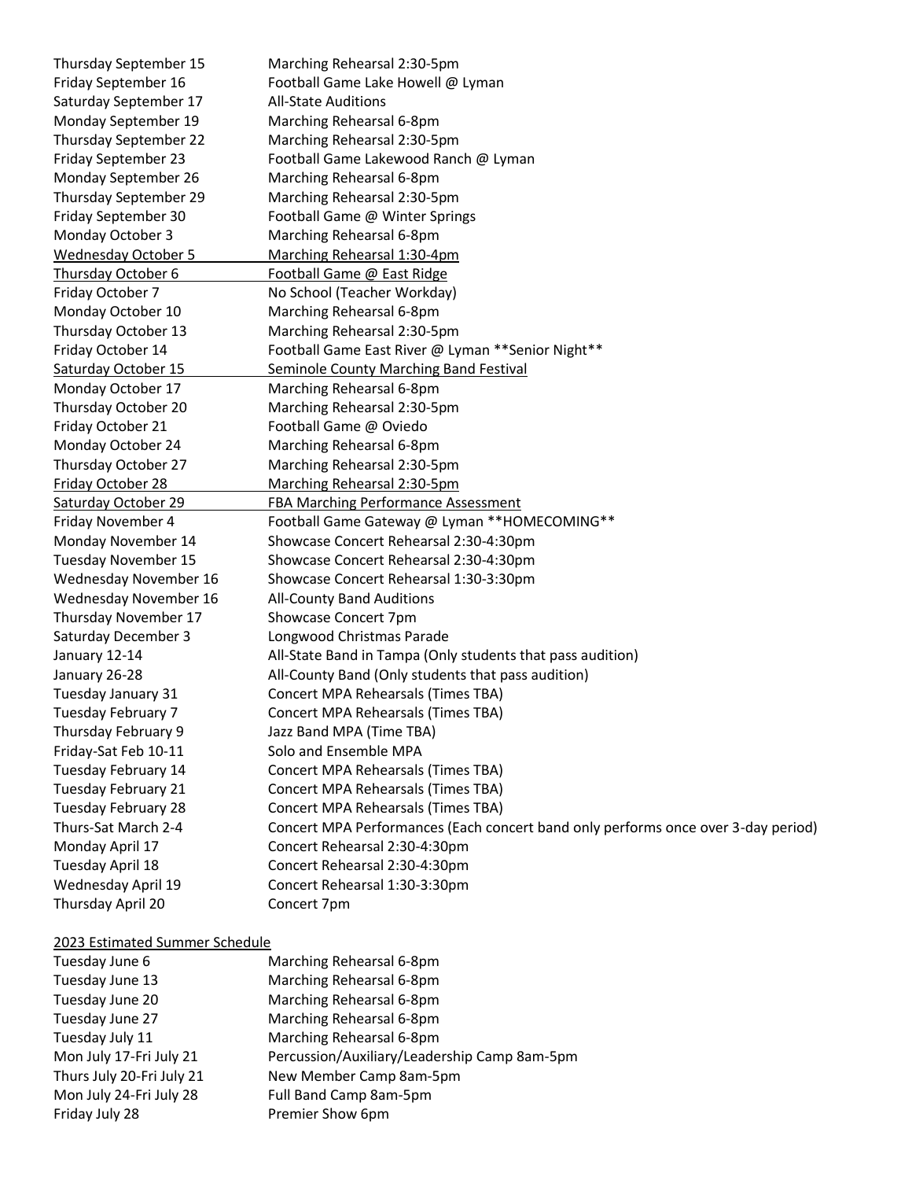| | |
|---|---|
| Thursday September 15 | Marching Rehearsal 2:30-5pm |
| Friday September 16 | Football Game Lake Howell @ Lyman |
| Saturday September 17 | All-State Auditions |
| Monday September 19 | Marching Rehearsal 6-8pm |
| Thursday September 22 | Marching Rehearsal 2:30-5pm |
| Friday September 23 | Football Game Lakewood Ranch @ Lyman |
| Monday September 26 | Marching Rehearsal 6-8pm |
| Thursday September 29 | Marching Rehearsal 2:30-5pm |
| Friday September 30 | Football Game @ Winter Springs |
| Monday October 3 | Marching Rehearsal 6-8pm |
| Wednesday October 5 | Marching Rehearsal 1:30-4pm |
| Thursday October 6 | Football Game @ East Ridge |
| Friday October 7 | No School (Teacher Workday) |
| Monday October 10 | Marching Rehearsal 6-8pm |
| Thursday October 13 | Marching Rehearsal 2:30-5pm |
| Friday October 14 | Football Game East River @ Lyman **Senior Night** |
| Saturday October 15 | Seminole County Marching Band Festival |
| Monday October 17 | Marching Rehearsal 6-8pm |
| Thursday October 20 | Marching Rehearsal 2:30-5pm |
| Friday October 21 | Football Game @ Oviedo |
| Monday October 24 | Marching Rehearsal 6-8pm |
| Thursday October 27 | Marching Rehearsal 2:30-5pm |
| Friday October 28 | Marching Rehearsal 2:30-5pm |
| Saturday October 29 | FBA Marching Performance Assessment |
| Friday November 4 | Football Game Gateway @ Lyman **HOMECOMING** |
| Monday November 14 | Showcase Concert Rehearsal 2:30-4:30pm |
| Tuesday November 15 | Showcase Concert Rehearsal 2:30-4:30pm |
| Wednesday November 16 | Showcase Concert Rehearsal 1:30-3:30pm |
| Wednesday November 16 | All-County Band Auditions |
| Thursday November 17 | Showcase Concert 7pm |
| Saturday December 3 | Longwood Christmas Parade |
| January 12-14 | All-State Band in Tampa (Only students that pass audition) |
| January 26-28 | All-County Band (Only students that pass audition) |
| Tuesday January 31 | Concert MPA Rehearsals (Times TBA) |
| Tuesday February 7 | Concert MPA Rehearsals (Times TBA) |
| Thursday February 9 | Jazz Band MPA (Time TBA) |
| Friday-Sat Feb 10-11 | Solo and Ensemble MPA |
| Tuesday February 14 | Concert MPA Rehearsals (Times TBA) |
| Tuesday February 21 | Concert MPA Rehearsals (Times TBA) |
| Tuesday February 28 | Concert MPA Rehearsals (Times TBA) |
| Thurs-Sat March 2-4 | Concert MPA Performances (Each concert band only performs once over 3-day period) |
| Monday April 17 | Concert Rehearsal 2:30-4:30pm |
| Tuesday April 18 | Concert Rehearsal 2:30-4:30pm |
| Wednesday April 19 | Concert Rehearsal 1:30-3:30pm |
| Thursday April 20 | Concert 7pm |

2023 Estimated Summer Schedule

| | |
|---|---|
| Tuesday June 6 | Marching Rehearsal 6-8pm |
| Tuesday June 13 | Marching Rehearsal 6-8pm |
| Tuesday June 20 | Marching Rehearsal 6-8pm |
| Tuesday June 27 | Marching Rehearsal 6-8pm |
| Tuesday July 11 | Marching Rehearsal 6-8pm |
| Mon July 17-Fri July 21 | Percussion/Auxiliary/Leadership Camp 8am-5pm |
| Thurs July 20-Fri July 21 | New Member Camp 8am-5pm |
| Mon July 24-Fri July 28 | Full Band Camp 8am-5pm |
| Friday July 28 | Premier Show 6pm |